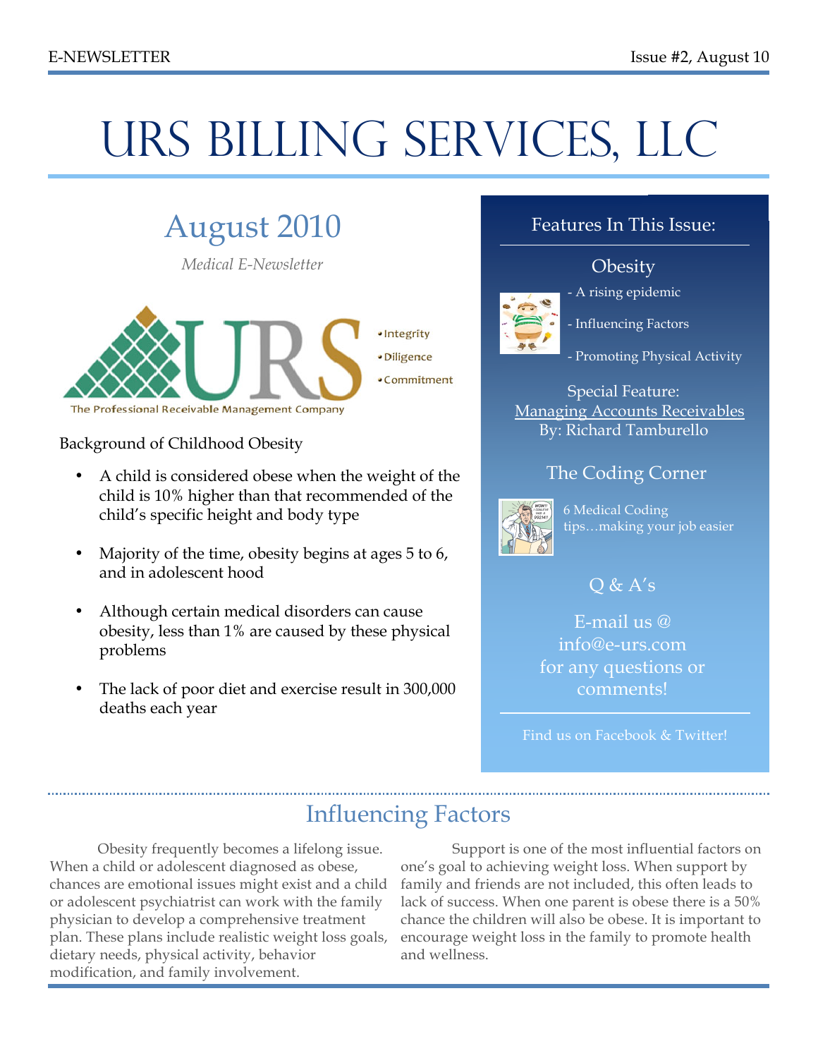# URS BILLING SERVICES, LLC

## August 2010

*Medical E-Newsletter*

The Professional Receivable Management Company

- Integrity
- Diligence
- Commitment

Background of Childhood Obesity

- A child is considered obese when the weight of the child is 10% higher than that recommended of the child's specific height and body type
- Majority of the time, obesity begins at ages 5 to 6, and in adolescent hood
- Although certain medical disorders can cause obesity, less than 1% are caused by these physical problems
- The lack of poor diet and exercise result in 300,000 deaths each year

### Features In This Issue:

**Obesity**

- A rising epidemic
- Influencing Factors
- Promoting Physical Activity

**Special Feature:**
Managing Accounts Receivables
By: Richard Tamburello

**The Coding Corner**

6 Medical Coding tips…making your job easier

**Q & A's**

E-mail us @ info@e-urs.com for any questions or comments!

Find us on Facebook & Twitter!

## Influencing Factors

Obesity frequently becomes a lifelong issue. When a child or adolescent diagnosed as obese, chances are emotional issues might exist and a child or adolescent psychiatrist can work with the family physician to develop a comprehensive treatment plan. These plans include realistic weight loss goals, dietary needs, physical activity, behavior modification, and family involvement.

Support is one of the most influential factors on one's goal to achieving weight loss. When support by family and friends are not included, this often leads to lack of success. When one parent is obese there is a 50% chance the children will also be obese. It is important to encourage weight loss in the family to promote health and wellness.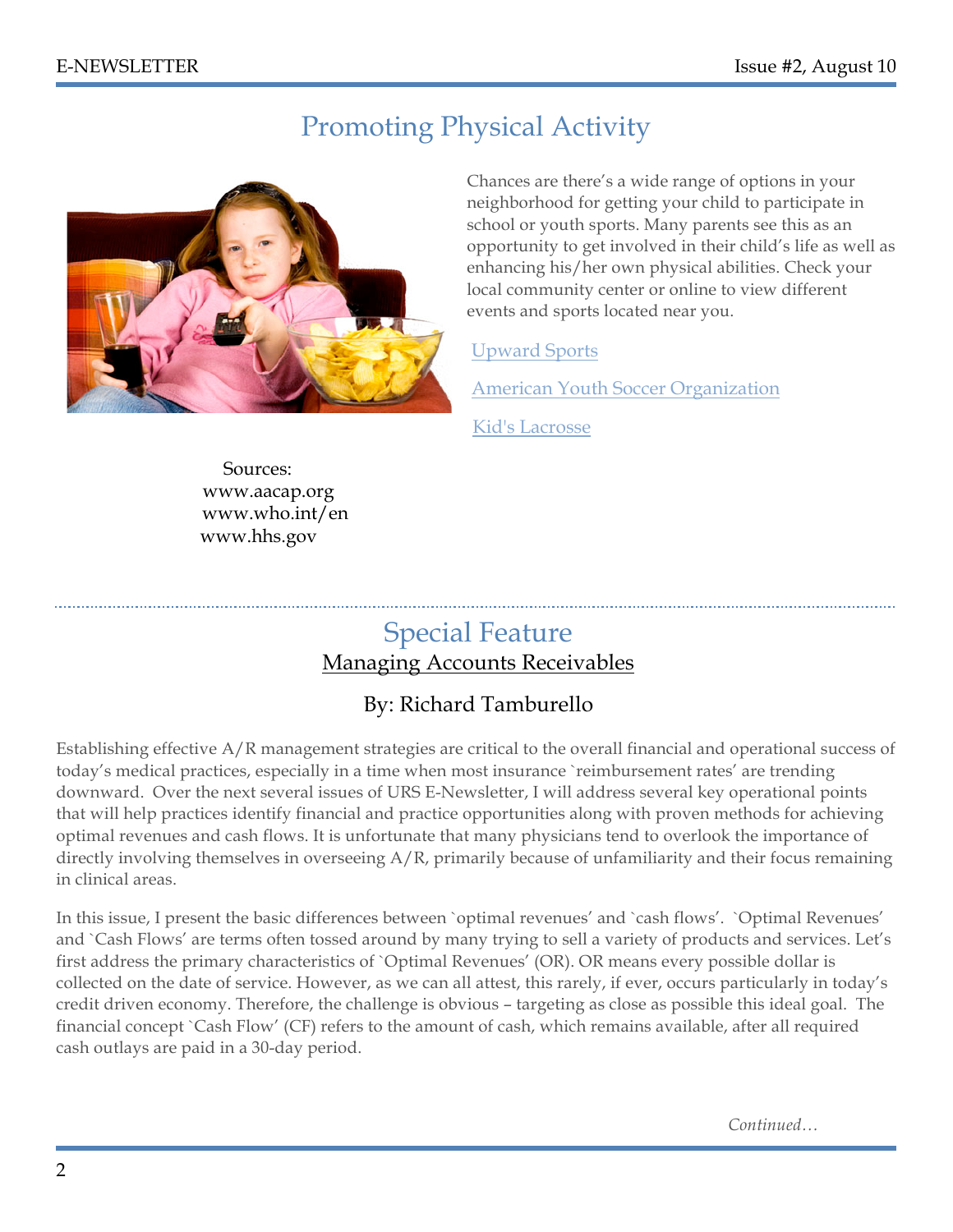## Promoting Physical Activity

Chances are there's a wide range of options in your neighborhood for getting your child to participate in school or youth sports. Many parents see this as an opportunity to get involved in their child's life as well as enhancing his/her own physical abilities. Check your local community center or online to view different events and sports located near you.

Upward Sports

American Youth Soccer Organization

Kid's Lacrosse

Sources:
www.aacap.org
www.who.int/en
www.hhs.gov

---

## Special Feature

### Managing Accounts Receivables

### By: Richard Tamburello

Establishing effective A/R management strategies are critical to the overall financial and operational success of today's medical practices, especially in a time when most insurance `reimbursement rates' are trending downward. Over the next several issues of URS E-Newsletter, I will address several key operational points that will help practices identify financial and practice opportunities along with proven methods for achieving optimal revenues and cash flows. It is unfortunate that many physicians tend to overlook the importance of directly involving themselves in overseeing A/R, primarily because of unfamiliarity and their focus remaining in clinical areas.

In this issue, I present the basic differences between `optimal revenues' and `cash flows'. `Optimal Revenues' and `Cash Flows' are terms often tossed around by many trying to sell a variety of products and services. Let's first address the primary characteristics of `Optimal Revenues' (OR). OR means every possible dollar is collected on the date of service. However, as we can all attest, this rarely, if ever, occurs particularly in today's credit driven economy. Therefore, the challenge is obvious – targeting as close as possible this ideal goal. The financial concept `Cash Flow' (CF) refers to the amount of cash, which remains available, after all required cash outlays are paid in a 30-day period.

*Continued…*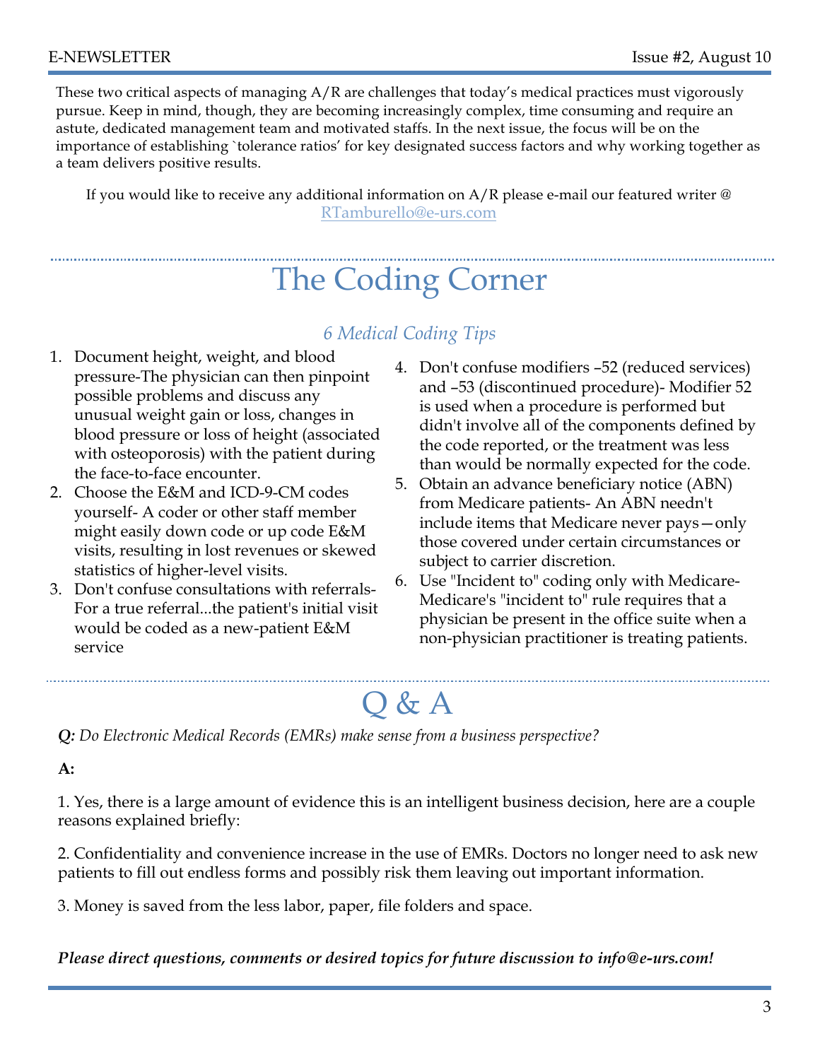These two critical aspects of managing A/R are challenges that today's medical practices must vigorously pursue. Keep in mind, though, they are becoming increasingly complex, time consuming and require an astute, dedicated management team and motivated staffs. In the next issue, the focus will be on the importance of establishing `tolerance ratios' for key designated success factors and why working together as a team delivers positive results.

If you would like to receive any additional information on A/R please e-mail our featured writer @ RTamburello@e-urs.com

# The Coding Corner

### *6 Medical Coding Tips*

1. Document height, weight, and blood pressure-The physician can then pinpoint possible problems and discuss any unusual weight gain or loss, changes in blood pressure or loss of height (associated with osteoporosis) with the patient during the face-to-face encounter.
2. Choose the E&M and ICD-9-CM codes yourself- A coder or other staff member might easily down code or up code E&M visits, resulting in lost revenues or skewed statistics of higher-level visits.
3. Don't confuse consultations with referrals- For a true referral...the patient's initial visit would be coded as a new-patient E&M service
4. Don't confuse modifiers –52 (reduced services) and –53 (discontinued procedure)- Modifier 52 is used when a procedure is performed but didn't involve all of the components defined by the code reported, or the treatment was less than would be normally expected for the code.
5. Obtain an advance beneficiary notice (ABN) from Medicare patients- An ABN needn't include items that Medicare never pays—only those covered under certain circumstances or subject to carrier discretion.
6. Use "Incident to" coding only with Medicare- Medicare's "incident to" rule requires that a physician be present in the office suite when a non-physician practitioner is treating patients.

# Q & A

***Q:*** *Do Electronic Medical Records (EMRs) make sense from a business perspective?*

**A:**

1. Yes, there is a large amount of evidence this is an intelligent business decision, here are a couple reasons explained briefly:

2. Confidentiality and convenience increase in the use of EMRs. Doctors no longer need to ask new patients to fill out endless forms and possibly risk them leaving out important information.

3. Money is saved from the less labor, paper, file folders and space.

***Please direct questions, comments or desired topics for future discussion to info@e-urs.com!***